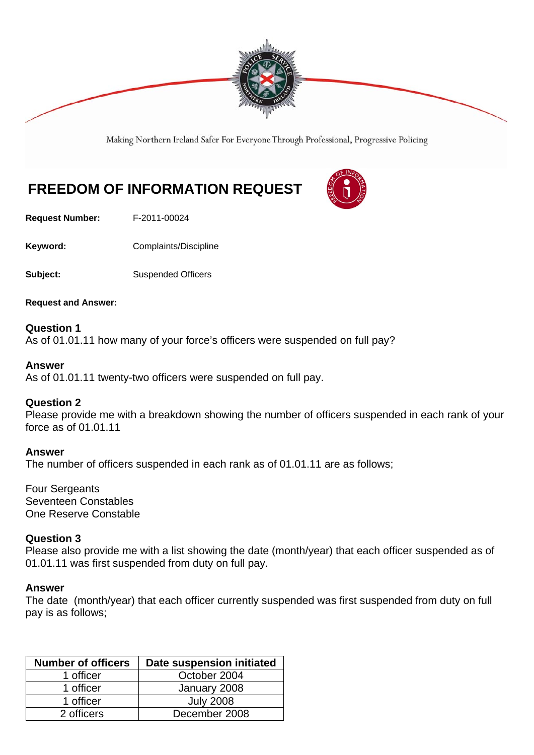Making Northern Ireland Safer For Everyone Through Professional, Progressive Policing

# FREEDOM OF INFORMATION REQUEST

**Request Number:** F-2011-00024

**Keyword:** Complaints/Discipline

**Subject:** Suspended Officers

**Request and Answer:**

**Question 1**
As of 01.01.11 how many of your force's officers were suspended on full pay?

**Answer**
As of 01.01.11 twenty-two officers were suspended on full pay.

**Question 2**
Please provide me with a breakdown showing the number of officers suspended in each rank of your force as of 01.01.11

**Answer**
The number of officers suspended in each rank as of 01.01.11 are as follows;

Four Sergeants
Seventeen Constables
One Reserve Constable

**Question 3**
Please also provide me with a list showing the date (month/year) that each officer suspended as of 01.01.11 was first suspended from duty on full pay.

**Answer**
The date (month/year) that each officer currently suspended was first suspended from duty on full pay is as follows;

| Number of officers | Date suspension initiated |
|---|---|
| 1 officer | October 2004 |
| 1 officer | January 2008 |
| 1 officer | July 2008 |
| 2 officers | December 2008 |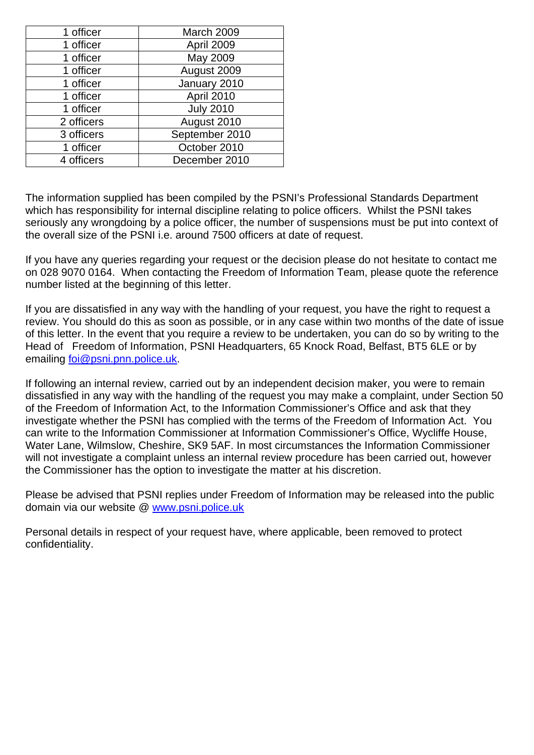| | |
|---|---|
| 1 officer | March 2009 |
| 1 officer | April 2009 |
| 1 officer | May 2009 |
| 1 officer | August 2009 |
| 1 officer | January 2010 |
| 1 officer | April 2010 |
| 1 officer | July 2010 |
| 2 officers | August 2010 |
| 3 officers | September 2010 |
| 1 officer | October 2010 |
| 4 officers | December 2010 |

The information supplied has been compiled by the PSNI's Professional Standards Department which has responsibility for internal discipline relating to police officers. Whilst the PSNI takes seriously any wrongdoing by a police officer, the number of suspensions must be put into context of the overall size of the PSNI i.e. around 7500 officers at date of request.

If you have any queries regarding your request or the decision please do not hesitate to contact me on 028 9070 0164. When contacting the Freedom of Information Team, please quote the reference number listed at the beginning of this letter.

If you are dissatisfied in any way with the handling of your request, you have the right to request a review. You should do this as soon as possible, or in any case within two months of the date of issue of this letter. In the event that you require a review to be undertaken, you can do so by writing to the Head of Freedom of Information, PSNI Headquarters, 65 Knock Road, Belfast, BT5 6LE or by emailing foi@psni.pnn.police.uk.

If following an internal review, carried out by an independent decision maker, you were to remain dissatisfied in any way with the handling of the request you may make a complaint, under Section 50 of the Freedom of Information Act, to the Information Commissioner's Office and ask that they investigate whether the PSNI has complied with the terms of the Freedom of Information Act. You can write to the Information Commissioner at Information Commissioner's Office, Wycliffe House, Water Lane, Wilmslow, Cheshire, SK9 5AF. In most circumstances the Information Commissioner will not investigate a complaint unless an internal review procedure has been carried out, however the Commissioner has the option to investigate the matter at his discretion.

Please be advised that PSNI replies under Freedom of Information may be released into the public domain via our website @ www.psni.police.uk

Personal details in respect of your request have, where applicable, been removed to protect confidentiality.